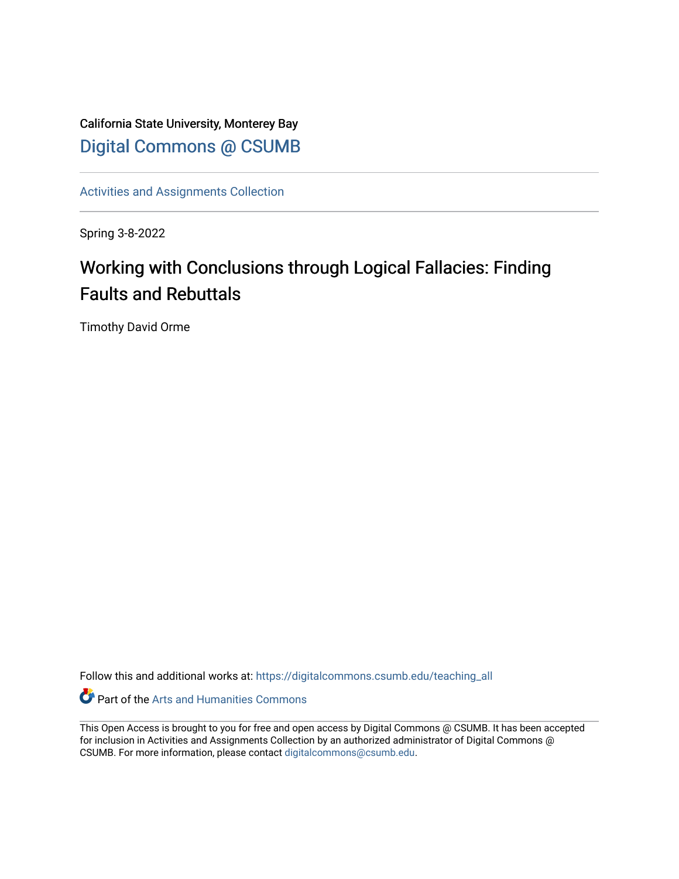California State University, Monterey Bay

Digital Commons @ CSUMB

Activities and Assignments Collection

Spring 3-8-2022

# Working with Conclusions through Logical Fallacies: Finding Faults and Rebuttals

Timothy David Orme

Follow this and additional works at: https://digitalcommons.csumb.edu/teaching_all

Part of the Arts and Humanities Commons

This Open Access is brought to you for free and open access by Digital Commons @ CSUMB. It has been accepted for inclusion in Activities and Assignments Collection by an authorized administrator of Digital Commons @ CSUMB. For more information, please contact digitalcommons@csumb.edu.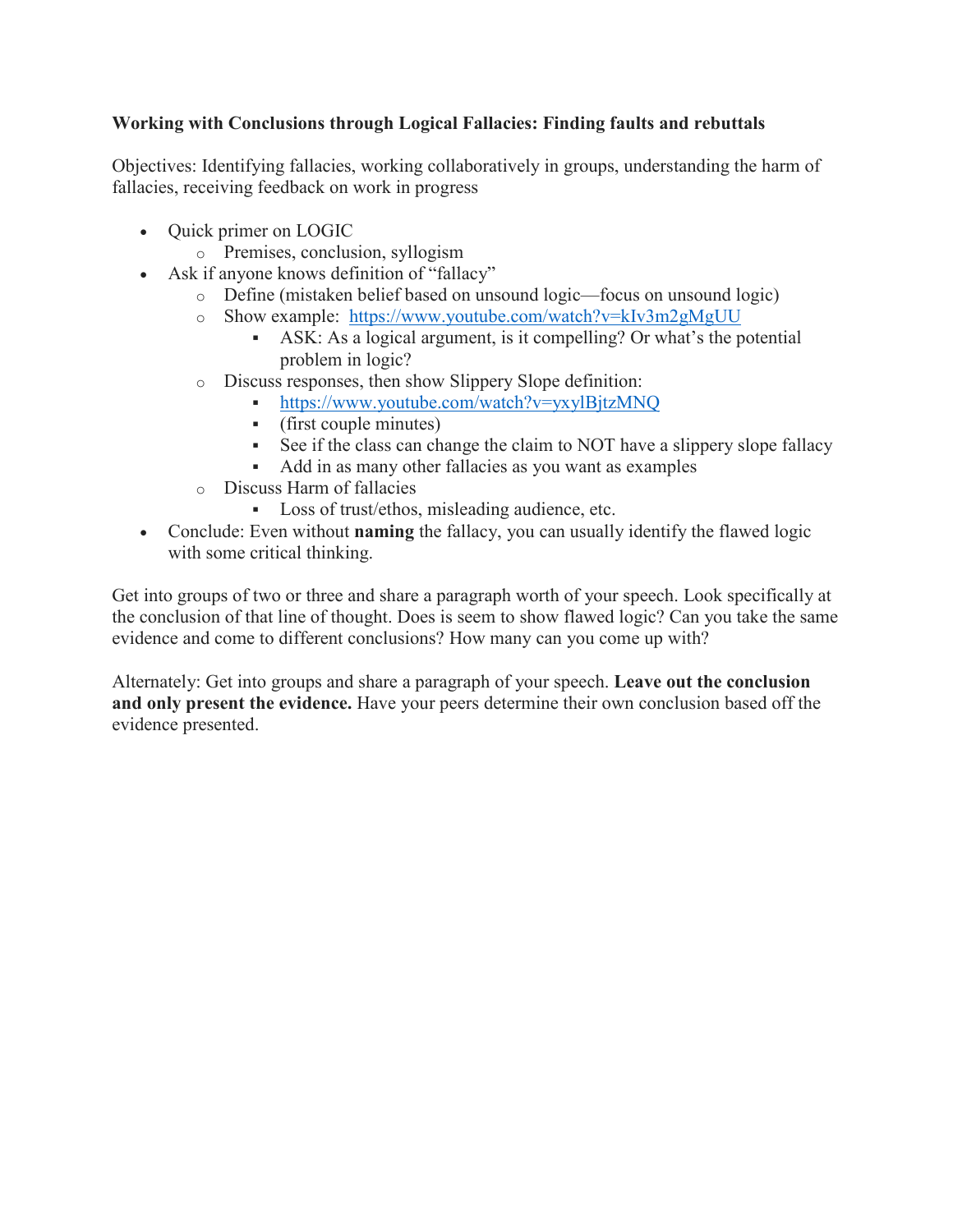**Working with Conclusions through Logical Fallacies: Finding faults and rebuttals**

Objectives: Identifying fallacies, working collaboratively in groups, understanding the harm of fallacies, receiving feedback on work in progress

- Quick primer on LOGIC
  - Premises, conclusion, syllogism
- Ask if anyone knows definition of "fallacy"
  - Define (mistaken belief based on unsound logic—focus on unsound logic)
  - Show example: [https://www.youtube.com/watch?v=kIv3m2gMgUU](https://www.youtube.com/watch?v=kIv3m2gMgUU)
    - ASK: As a logical argument, is it compelling? Or what's the potential problem in logic?
  - Discuss responses, then show Slippery Slope definition:
    - [https://www.youtube.com/watch?v=yxylBjtzMNQ](https://www.youtube.com/watch?v=yxylBjtzMNQ)
    - (first couple minutes)
    - See if the class can change the claim to NOT have a slippery slope fallacy
    - Add in as many other fallacies as you want as examples
  - Discuss Harm of fallacies
    - Loss of trust/ethos, misleading audience, etc.
- Conclude: Even without **naming** the fallacy, you can usually identify the flawed logic with some critical thinking.

Get into groups of two or three and share a paragraph worth of your speech. Look specifically at the conclusion of that line of thought. Does is seem to show flawed logic? Can you take the same evidence and come to different conclusions? How many can you come up with?

Alternately: Get into groups and share a paragraph of your speech. **Leave out the conclusion and only present the evidence.** Have your peers determine their own conclusion based off the evidence presented.